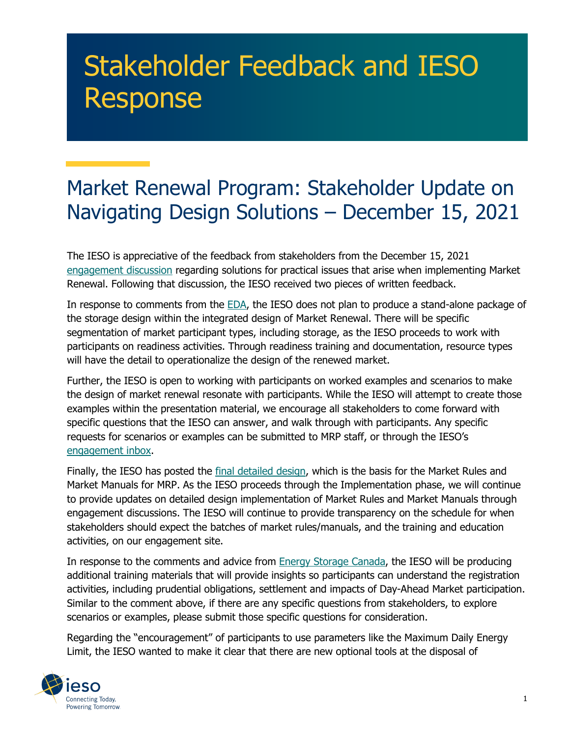# Stakeholder Feedback and IESO Response

## Market Renewal Program: Stakeholder Update on Navigating Design Solutions – December 15, 2021

The IESO is appreciative of the feedback from stakeholders from the December 15, 2021 engagement discussion regarding solutions for practical issues that arise when implementing Market Renewal. Following that discussion, the IESO received two pieces of written feedback.

In response to comments from the EDA, the IESO does not plan to produce a stand-alone package of the storage design within the integrated design of Market Renewal. There will be specific segmentation of market participant types, including storage, as the IESO proceeds to work with participants on readiness activities. Through readiness training and documentation, resource types will have the detail to operationalize the design of the renewed market.

Further, the IESO is open to working with participants on worked examples and scenarios to make the design of market renewal resonate with participants. While the IESO will attempt to create those examples within the presentation material, we encourage all stakeholders to come forward with specific questions that the IESO can answer, and walk through with participants. Any specific requests for scenarios or examples can be submitted to MRP staff, or through the IESO's engagement inbox.

Finally, the IESO has posted the final detailed design, which is the basis for the Market Rules and Market Manuals for MRP. As the IESO proceeds through the Implementation phase, we will continue to provide updates on detailed design implementation of Market Rules and Market Manuals through engagement discussions. The IESO will continue to provide transparency on the schedule for when stakeholders should expect the batches of market rules/manuals, and the training and education activities, on our engagement site.

In response to the comments and advice from Energy Storage Canada, the IESO will be producing additional training materials that will provide insights so participants can understand the registration activities, including prudential obligations, settlement and impacts of Day-Ahead Market participation. Similar to the comment above, if there are any specific questions from stakeholders, to explore scenarios or examples, please submit those specific questions for consideration.

Regarding the "encouragement" of participants to use parameters like the Maximum Daily Energy Limit, the IESO wanted to make it clear that there are new optional tools at the disposal of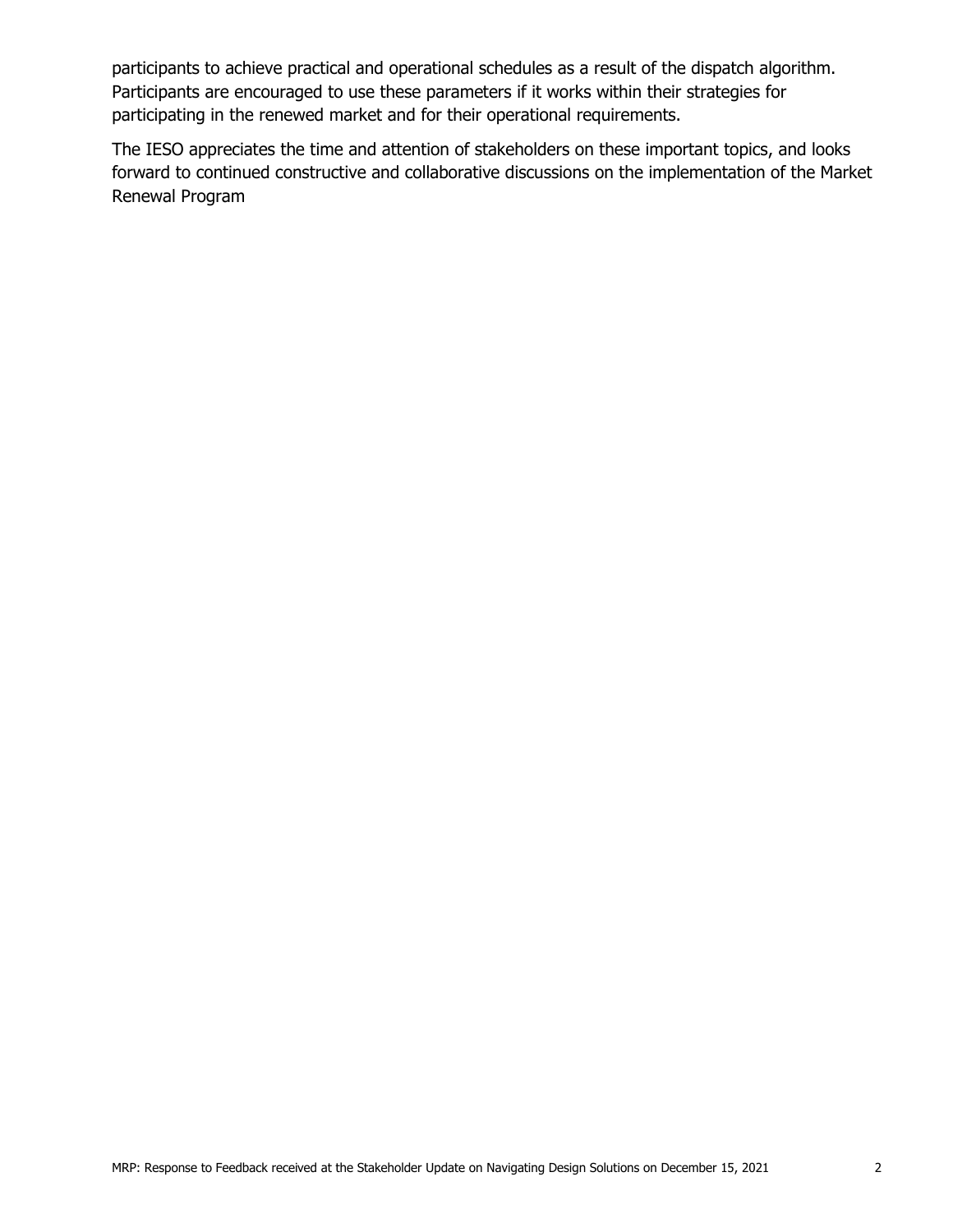participants to achieve practical and operational schedules as a result of the dispatch algorithm. Participants are encouraged to use these parameters if it works within their strategies for participating in the renewed market and for their operational requirements.

The IESO appreciates the time and attention of stakeholders on these important topics, and looks forward to continued constructive and collaborative discussions on the implementation of the Market Renewal Program